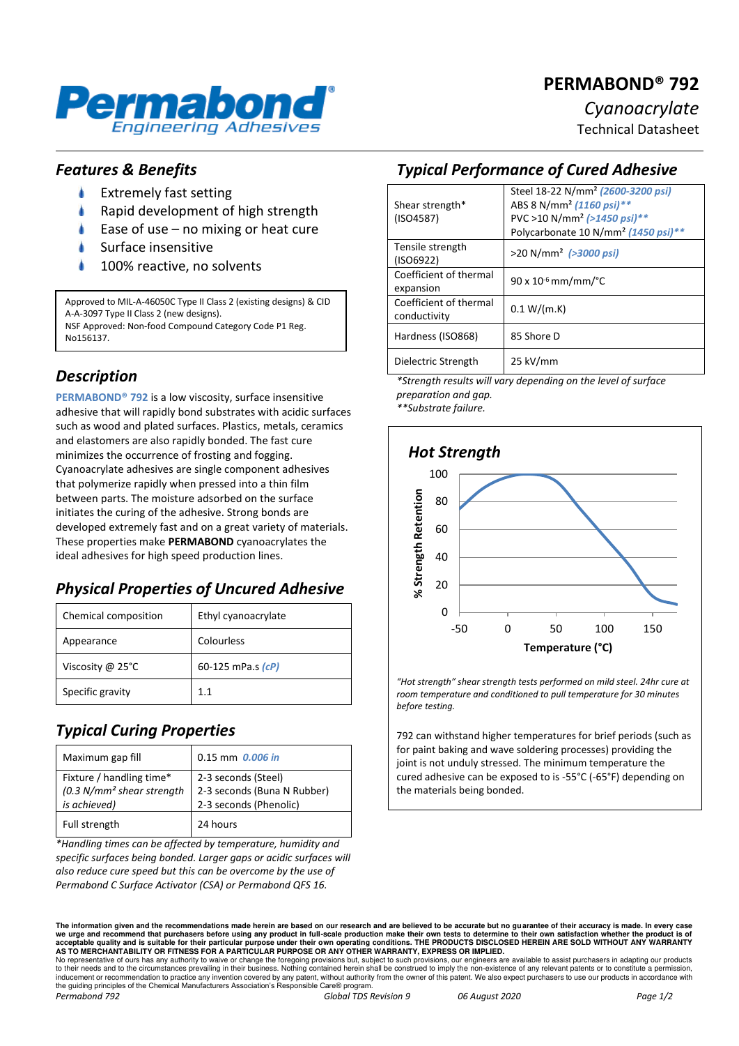# PERMABOND® 792

*Cyanoacrylate*

Technical Datasheet

## Features & Benefits

- Extremely fast setting
- Rapid development of high strength
- Ease of use – no mixing or heat cure
- Surface insensitive
- 100% reactive, no solvents

Approved to MIL-A-46050C Type II Class 2 (existing designs) & CID A-A-3097 Type II Class 2 (new designs).
NSF Approved: Non-food Compound Category Code P1 Reg. No156137.

## Description

**PERMABOND® 792** is a low viscosity, surface insensitive adhesive that will rapidly bond substrates with acidic surfaces such as wood and plated surfaces. Plastics, metals, ceramics and elastomers are also rapidly bonded. The fast cure minimizes the occurrence of frosting and fogging. Cyanoacrylate adhesives are single component adhesives that polymerize rapidly when pressed into a thin film between parts. The moisture adsorbed on the surface initiates the curing of the adhesive. Strong bonds are developed extremely fast and on a great variety of materials. These properties make **PERMABOND** cyanoacrylates the ideal adhesives for high speed production lines.

## Physical Properties of Uncured Adhesive

| Chemical composition | Ethyl cyanoacrylate |
|---|---|
| Appearance | Colourless |
| Viscosity @ 25°C | 60-125 mPa.s *(cP)* |
| Specific gravity | 1.1 |

## Typical Curing Properties

| Maximum gap fill | 0.15 mm *0.006 in* |
|---|---|
| Fixture / handling time* *(0.3 N/mm² shear strength is achieved)* | 2-3 seconds (Steel)<br>2-3 seconds (Buna N Rubber)<br>2-3 seconds (Phenolic) |
| Full strength | 24 hours |

*\*Handling times can be affected by temperature, humidity and specific surfaces being bonded. Larger gaps or acidic surfaces will also reduce cure speed but this can be overcome by the use of Permabond C Surface Activator (CSA) or Permabond QFS 16.*

## Typical Performance of Cured Adhesive

| Shear strength* (ISO4587) | Steel 18-22 N/mm² *(2600-3200 psi)*<br>ABS 8 N/mm² *(1160 psi)***<br>PVC >10 N/mm² *(>1450 psi)***<br>Polycarbonate 10 N/mm² *(1450 psi)*** |
|---|---|
| Tensile strength (ISO6922) | >20 N/mm² *(>3000 psi)* |
| Coefficient of thermal expansion | 90 x $10^{-6}$ mm/mm/°C |
| Coefficient of thermal conductivity | 0.1 W/(m.K) |
| Hardness (ISO868) | 85 Shore D |
| Dielectric Strength | 25 kV/mm |

*\*Strength results will vary depending on the level of surface preparation and gap.*
*\*\*Substrate failure.*

### Hot Strength

*"Hot strength" shear strength tests performed on mild steel. 24hr cure at room temperature and conditioned to pull temperature for 30 minutes before testing.*

792 can withstand higher temperatures for brief periods (such as for paint baking and wave soldering processes) providing the joint is not unduly stressed. The minimum temperature the cured adhesive can be exposed to is -55°C (-65°F) depending on the materials being bonded.

**The information given and the recommendations made herein are based on our research and are believed to be accurate but no guarantee of their accuracy is made. In every case we urge and recommend that purchasers before using any product in full-scale production make their own tests to determine to their own satisfaction whether the product is of acceptable quality and is suitable for their particular purpose under their own operating conditions. THE PRODUCTS DISCLOSED HEREIN ARE SOLD WITHOUT ANY WARRANTY AS TO MERCHANTABILITY OR FITNESS FOR A PARTICULAR PURPOSE OR ANY OTHER WARRANTY, EXPRESS OR IMPLIED.**
No representative of ours has any authority to waive or change the foregoing provisions but, subject to such provisions, our engineers are available to assist purchasers in adapting our products to their needs and to the circumstances prevailing in their business. Nothing contained herein shall be construed to imply the non-existence of any relevant patents or to constitute a permission, inducement or recommendation to practice any invention covered by any patent, without authority from the owner of this patent. We also expect purchasers to use our products in accordance with the guiding principles of the Chemical Manufacturers Association's Responsible Care® program.

*Permabond 792* *Global TDS Revision 9* *06 August 2020*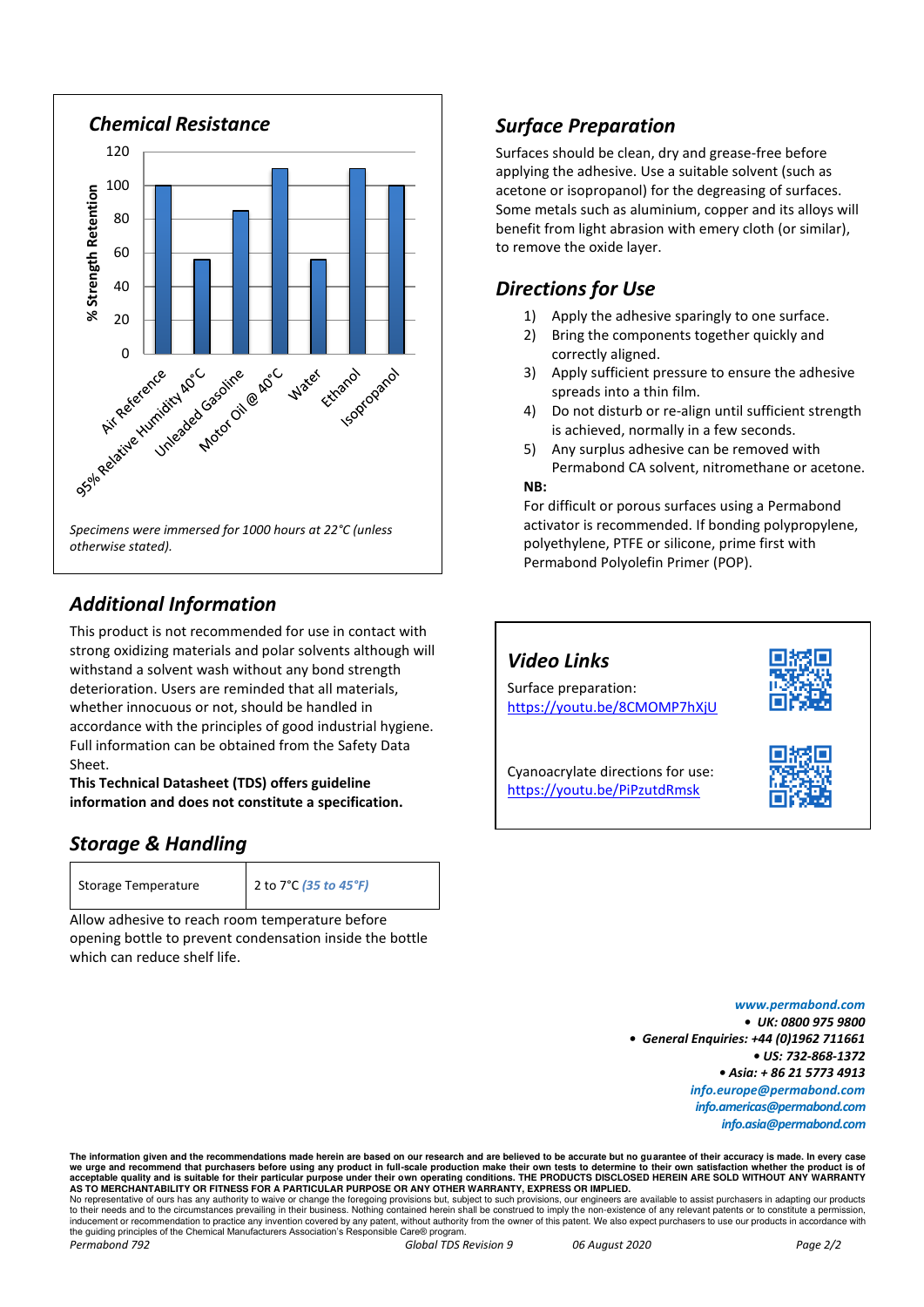## Chemical Resistance

% Strength Retention

120
100
80
60
40
20
0

Air Reference
95% Relative Humidity 40°C
Unleaded Gasoline
Motor Oil @ 40°C
Water
Ethanol
Isopropanol

*Specimens were immersed for 1000 hours at 22°C (unless otherwise stated).*

## Additional Information

This product is not recommended for use in contact with strong oxidizing materials and polar solvents although will withstand a solvent wash without any bond strength deterioration. Users are reminded that all materials, whether innocuous or not, should be handled in accordance with the principles of good industrial hygiene. Full information can be obtained from the Safety Data Sheet.

**This Technical Datasheet (TDS) offers guideline information and does not constitute a specification.**

## Storage & Handling

| | |
|---|---|
| Storage Temperature | 2 to 7°C *(35 to 45°F)* |

Allow adhesive to reach room temperature before opening bottle to prevent condensation inside the bottle which can reduce shelf life.

## Surface Preparation

Surfaces should be clean, dry and grease-free before applying the adhesive. Use a suitable solvent (such as acetone or isopropanol) for the degreasing of surfaces. Some metals such as aluminium, copper and its alloys will benefit from light abrasion with emery cloth (or similar), to remove the oxide layer.

## Directions for Use

1) Apply the adhesive sparingly to one surface.
2) Bring the components together quickly and correctly aligned.
3) Apply sufficient pressure to ensure the adhesive spreads into a thin film.
4) Do not disturb or re-align until sufficient strength is achieved, normally in a few seconds.
5) Any surplus adhesive can be removed with Permabond CA solvent, nitromethane or acetone.

**NB:**

For difficult or porous surfaces using a Permabond activator is recommended. If bonding polypropylene, polyethylene, PTFE or silicone, prime first with Permabond Polyolefin Primer (POP).

## Video Links

Surface preparation:
https://youtu.be/8CMOMP7hXjU

Cyanoacrylate directions for use:
https://youtu.be/PiPzutdRmsk

*www.permabond.com*
*• UK: 0800 975 9800*
*• General Enquiries: +44 (0)1962 711661*
*• US: 732-868-1372*
*• Asia: + 86 21 5773 4913*
*info.europe@permabond.com*
*info.americas@permabond.com*
*info.asia@permabond.com*

**The information given and the recommendations made herein are based on our research and are believed to be accurate but no guarantee of their accuracy is made. In every case we urge and recommend that purchasers before using any product in full-scale production make their own tests to determine to their own satisfaction whether the product is of acceptable quality and is suitable for their particular purpose under their own operating conditions. THE PRODUCTS DISCLOSED HEREIN ARE SOLD WITHOUT ANY WARRANTY AS TO MERCHANTABILITY OR FITNESS FOR A PARTICULAR PURPOSE OR ANY OTHER WARRANTY, EXPRESS OR IMPLIED.**
No representative of ours has any authority to waive or change the foregoing provisions but, subject to such provisions, our engineers are available to assist purchasers in adapting our products to their needs and to the circumstances prevailing in their business. Nothing contained herein shall be construed to imply the non-existence of any relevant patents or to constitute a permission, inducement or recommendation to practice any invention covered by any patent, without authority from the owner of this patent. We also expect purchasers to use our products in accordance with the guiding principles of the Chemical Manufacturers Association's Responsible Care® program.

*Permabond 792* *Global TDS Revision 9* *06 August 2020*